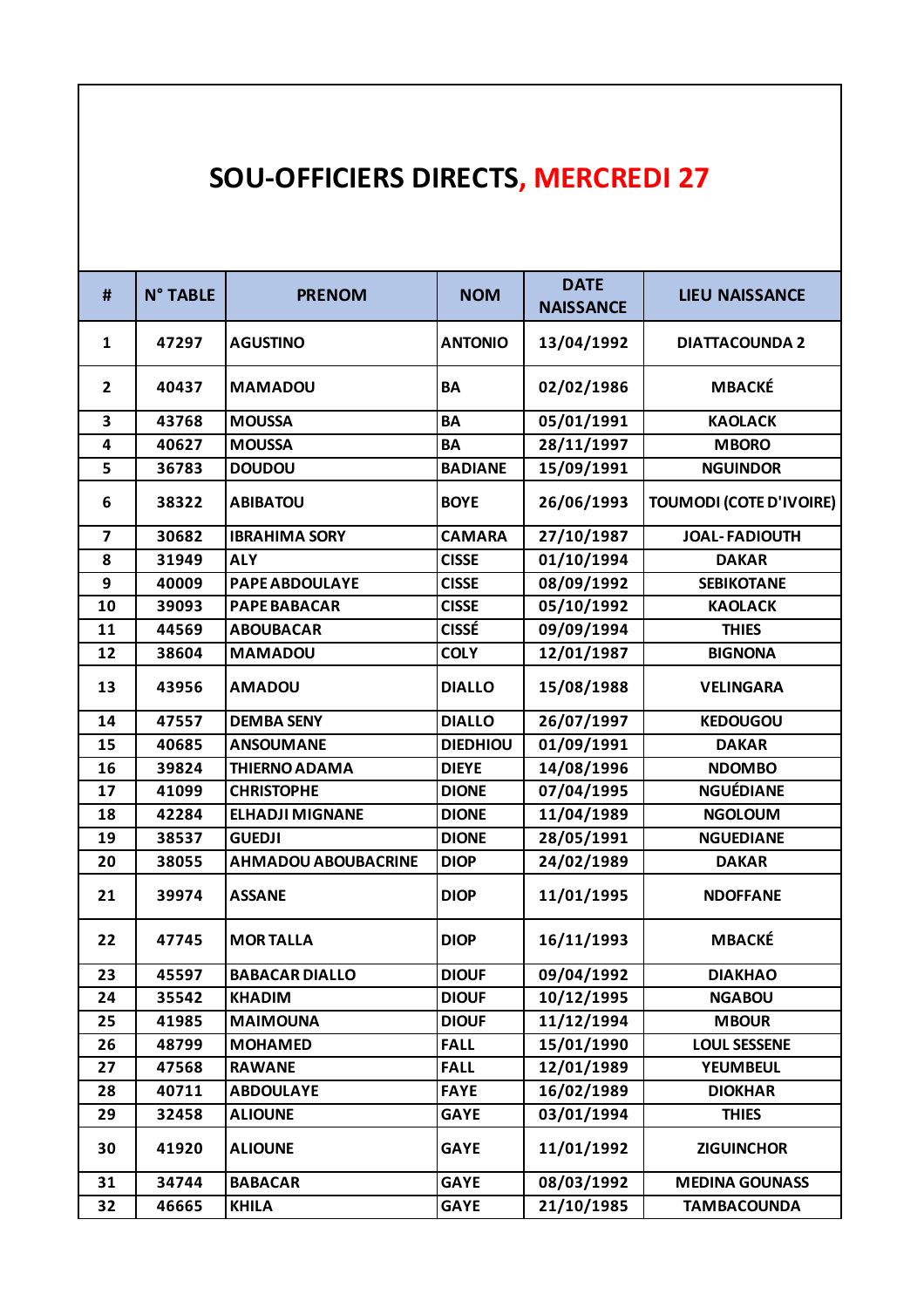# SOU-OFFICIERS DIRECTS, MERCREDI 27

| # | N° TABLE | PRENOM | NOM | DATE NAISSANCE | LIEU NAISSANCE |
|---|---|---|---|---|---|
| 1 | 47297 | AGUSTINO | ANTONIO | 13/04/1992 | DIATTACOUNDA 2 |
| 2 | 40437 | MAMADOU | BA | 02/02/1986 | MBACKÉ |
| 3 | 43768 | MOUSSA | BA | 05/01/1991 | KAOLACK |
| 4 | 40627 | MOUSSA | BA | 28/11/1997 | MBORO |
| 5 | 36783 | DOUDOU | BADIANE | 15/09/1991 | NGUINDOR |
| 6 | 38322 | ABIBATOU | BOYE | 26/06/1993 | TOUMODI (COTE D'IVOIRE) |
| 7 | 30682 | IBRAHIMA SORY | CAMARA | 27/10/1987 | JOAL-FADIOUTH |
| 8 | 31949 | ALY | CISSE | 01/10/1994 | DAKAR |
| 9 | 40009 | PAPE ABDOULAYE | CISSE | 08/09/1992 | SEBIKOTANE |
| 10 | 39093 | PAPE BABACAR | CISSE | 05/10/1992 | KAOLACK |
| 11 | 44569 | ABOUBACAR | CISSÉ | 09/09/1994 | THIES |
| 12 | 38604 | MAMADOU | COLY | 12/01/1987 | BIGNONA |
| 13 | 43956 | AMADOU | DIALLO | 15/08/1988 | VELINGARA |
| 14 | 47557 | DEMBA SENY | DIALLO | 26/07/1997 | KEDOUGOU |
| 15 | 40685 | ANSOUMANE | DIEDHIOU | 01/09/1991 | DAKAR |
| 16 | 39824 | THIERNO ADAMA | DIEYE | 14/08/1996 | NDOMBO |
| 17 | 41099 | CHRISTOPHE | DIONE | 07/04/1995 | NGUÉDIANE |
| 18 | 42284 | ELHADJI MIGNANE | DIONE | 11/04/1989 | NGOLOUM |
| 19 | 38537 | GUEDJI | DIONE | 28/05/1991 | NGUEDIANE |
| 20 | 38055 | AHMADOU ABOUBACRINE | DIOP | 24/02/1989 | DAKAR |
| 21 | 39974 | ASSANE | DIOP | 11/01/1995 | NDOFFANE |
| 22 | 47745 | MOR TALLA | DIOP | 16/11/1993 | MBACKÉ |
| 23 | 45597 | BABACAR DIALLO | DIOUF | 09/04/1992 | DIAKHAO |
| 24 | 35542 | KHADIM | DIOUF | 10/12/1995 | NGABOU |
| 25 | 41985 | MAIMOUNA | DIOUF | 11/12/1994 | MBOUR |
| 26 | 48799 | MOHAMED | FALL | 15/01/1990 | LOUL SESSENE |
| 27 | 47568 | RAWANE | FALL | 12/01/1989 | YEUMBEUL |
| 28 | 40711 | ABDOULAYE | FAYE | 16/02/1989 | DIOKHAR |
| 29 | 32458 | ALIOUNE | GAYE | 03/01/1994 | THIES |
| 30 | 41920 | ALIOUNE | GAYE | 11/01/1992 | ZIGUINCHOR |
| 31 | 34744 | BABACAR | GAYE | 08/03/1992 | MEDINA GOUNASS |
| 32 | 46665 | KHILA | GAYE | 21/10/1985 | TAMBACOUNDA |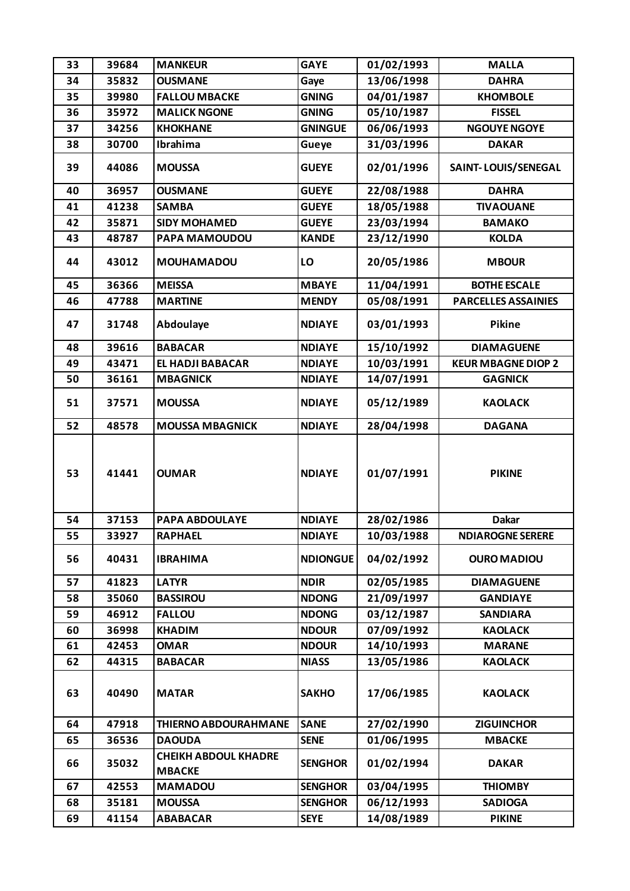| | | | | | |
|---|---|---|---|---|---|
| 33 | 39684 | **MANKEUR** | **GAYE** | 01/02/1993 | **MALLA** |
| 34 | 35832 | **OUSMANE** | **Gaye** | 13/06/1998 | **DAHRA** |
| 35 | 39980 | **FALLOU MBACKE** | **GNING** | 04/01/1987 | **KHOMBOLE** |
| 36 | 35972 | **MALICK NGONE** | **GNING** | 05/10/1987 | **FISSEL** |
| 37 | 34256 | **KHOKHANE** | **GNINGUE** | 06/06/1993 | **NGOUYE NGOYE** |
| 38 | 30700 | **Ibrahima** | **Gueye** | 31/03/1996 | **DAKAR** |
| 39 | 44086 | **MOUSSA** | **GUEYE** | 02/01/1996 | **SAINT- LOUIS/SENEGAL** |
| 40 | 36957 | **OUSMANE** | **GUEYE** | 22/08/1988 | **DAHRA** |
| 41 | 41238 | **SAMBA** | **GUEYE** | 18/05/1988 | **TIVAOUANE** |
| 42 | 35871 | **SIDY MOHAMED** | **GUEYE** | 23/03/1994 | **BAMAKO** |
| 43 | 48787 | **PAPA MAMOUDOU** | **KANDE** | 23/12/1990 | **KOLDA** |
| 44 | 43012 | **MOUHAMADOU** | **LO** | 20/05/1986 | **MBOUR** |
| 45 | 36366 | **MEISSA** | **MBAYE** | 11/04/1991 | **BOTHE ESCALE** |
| 46 | 47788 | **MARTINE** | **MENDY** | 05/08/1991 | **PARCELLES ASSAINIES** |
| 47 | 31748 | **Abdoulaye** | **NDIAYE** | 03/01/1993 | **Pikine** |
| 48 | 39616 | **BABACAR** | **NDIAYE** | 15/10/1992 | **DIAMAGUENE** |
| 49 | 43471 | **EL HADJI BABACAR** | **NDIAYE** | 10/03/1991 | **KEUR MBAGNE DIOP 2** |
| 50 | 36161 | **MBAGNICK** | **NDIAYE** | 14/07/1991 | **GAGNICK** |
| 51 | 37571 | **MOUSSA** | **NDIAYE** | 05/12/1989 | **KAOLACK** |
| 52 | 48578 | **MOUSSA MBAGNICK** | **NDIAYE** | 28/04/1998 | **DAGANA** |
| 53 | 41441 | **OUMAR** | **NDIAYE** | 01/07/1991 | **PIKINE** |
| 54 | 37153 | **PAPA ABDOULAYE** | **NDIAYE** | 28/02/1986 | **Dakar** |
| 55 | 33927 | **RAPHAEL** | **NDIAYE** | 10/03/1988 | **NDIAROGNE SERERE** |
| 56 | 40431 | **IBRAHIMA** | **NDIONGUE** | 04/02/1992 | **OURO MADIOU** |
| 57 | 41823 | **LATYR** | **NDIR** | 02/05/1985 | **DIAMAGUENE** |
| 58 | 35060 | **BASSIROU** | **NDONG** | 21/09/1997 | **GANDIAYE** |
| 59 | 46912 | **FALLOU** | **NDONG** | 03/12/1987 | **SANDIARA** |
| 60 | 36998 | **KHADIM** | **NDOUR** | 07/09/1992 | **KAOLACK** |
| 61 | 42453 | **OMAR** | **NDOUR** | 14/10/1993 | **MARANE** |
| 62 | 44315 | **BABACAR** | **NIASS** | 13/05/1986 | **KAOLACK** |
| 63 | 40490 | **MATAR** | **SAKHO** | 17/06/1985 | **KAOLACK** |
| 64 | 47918 | **THIERNO ABDOURAHMANE** | **SANE** | 27/02/1990 | **ZIGUINCHOR** |
| 65 | 36536 | **DAOUDA** | **SENE** | 01/06/1995 | **MBACKE** |
| 66 | 35032 | **CHEIKH ABDOUL KHADRE MBACKE** | **SENGHOR** | 01/02/1994 | **DAKAR** |
| 67 | 42553 | **MAMADOU** | **SENGHOR** | 03/04/1995 | **THIOMBY** |
| 68 | 35181 | **MOUSSA** | **SENGHOR** | 06/12/1993 | **SADIOGA** |
| 69 | 41154 | **ABABACAR** | **SEYE** | 14/08/1989 | **PIKINE** |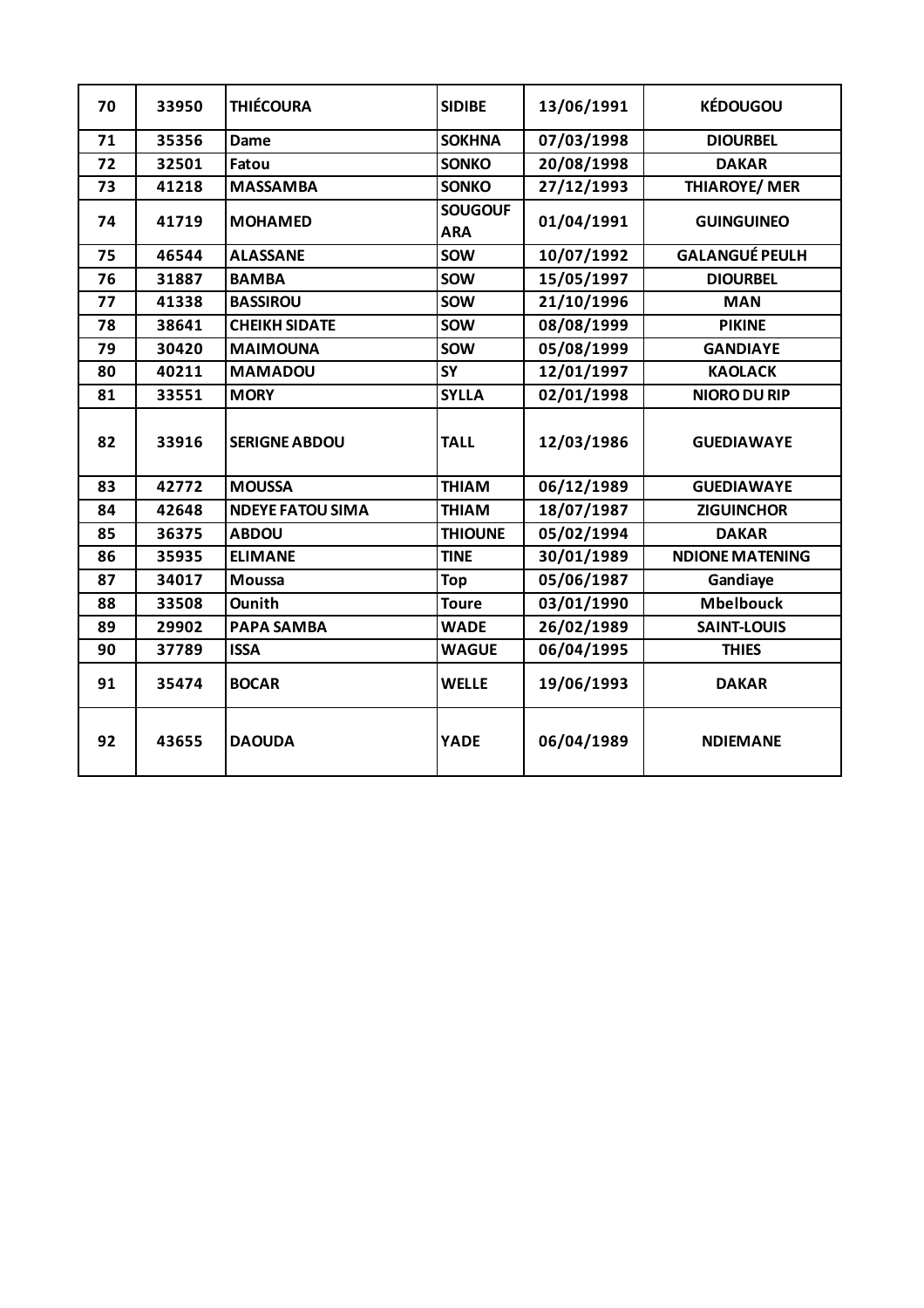| | | | | | |
|---|---|---|---|---|---|
| 70 | 33950 | THIÉCOURA | SIDIBE | 13/06/1991 | KÉDOUGOU |
| 71 | 35356 | Dame | SOKHNA | 07/03/1998 | DIOURBEL |
| 72 | 32501 | Fatou | SONKO | 20/08/1998 | DAKAR |
| 73 | 41218 | MASSAMBA | SONKO | 27/12/1993 | THIAROYE/ MER |
| 74 | 41719 | MOHAMED | SOUGOUF ARA | 01/04/1991 | GUINGUINEO |
| 75 | 46544 | ALASSANE | SOW | 10/07/1992 | GALANGUÉ PEULH |
| 76 | 31887 | BAMBA | SOW | 15/05/1997 | DIOURBEL |
| 77 | 41338 | BASSIROU | SOW | 21/10/1996 | MAN |
| 78 | 38641 | CHEIKH SIDATE | SOW | 08/08/1999 | PIKINE |
| 79 | 30420 | MAIMOUNA | SOW | 05/08/1999 | GANDIAYE |
| 80 | 40211 | MAMADOU | SY | 12/01/1997 | KAOLACK |
| 81 | 33551 | MORY | SYLLA | 02/01/1998 | NIORO DU RIP |
| 82 | 33916 | SERIGNE ABDOU | TALL | 12/03/1986 | GUEDIAWAYE |
| 83 | 42772 | MOUSSA | THIAM | 06/12/1989 | GUEDIAWAYE |
| 84 | 42648 | NDEYE FATOU SIMA | THIAM | 18/07/1987 | ZIGUINCHOR |
| 85 | 36375 | ABDOU | THIOUNE | 05/02/1994 | DAKAR |
| 86 | 35935 | ELIMANE | TINE | 30/01/1989 | NDIONE MATENING |
| 87 | 34017 | Moussa | Top | 05/06/1987 | Gandiaye |
| 88 | 33508 | Ounith | Toure | 03/01/1990 | Mbelbouck |
| 89 | 29902 | PAPA SAMBA | WADE | 26/02/1989 | SAINT-LOUIS |
| 90 | 37789 | ISSA | WAGUE | 06/04/1995 | THIES |
| 91 | 35474 | BOCAR | WELLE | 19/06/1993 | DAKAR |
| 92 | 43655 | DAOUDA | YADE | 06/04/1989 | NDIEMANE |